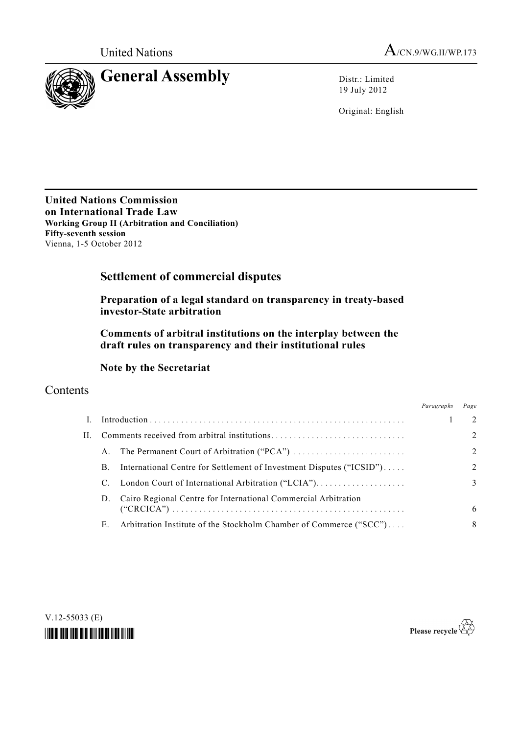United Nations

# General Assembly

A/CN.9/WG.II/WP.173

Distr.: Limited
19 July 2012

Original: English

**United Nations Commission on International Trade Law**
**Working Group II (Arbitration and Conciliation)**
**Fifty-seventh session**
Vienna, 1-5 October 2012

## Settlement of commercial disputes

### Preparation of a legal standard on transparency in treaty-based investor-State arbitration

### Comments of arbitral institutions on the interplay between the draft rules on transparency and their institutional rules

### Note by the Secretariat

## Contents

| | | | Paragraphs | Page |
|---|---|---|---|---|
| I. | Introduction | | 1 | 2 |
| II. | Comments received from arbitral institutions | | | 2 |
| | A. | The Permanent Court of Arbitration ("PCA") | | 2 |
| | B. | International Centre for Settlement of Investment Disputes ("ICSID") | | 2 |
| | C. | London Court of International Arbitration ("LCIA") | | 3 |
| | D. | Cairo Regional Centre for International Commercial Arbitration ("CRCICA") | | 6 |
| | E. | Arbitration Institute of the Stockholm Chamber of Commerce ("SCC") | | 8 |

V.12-55033 (E)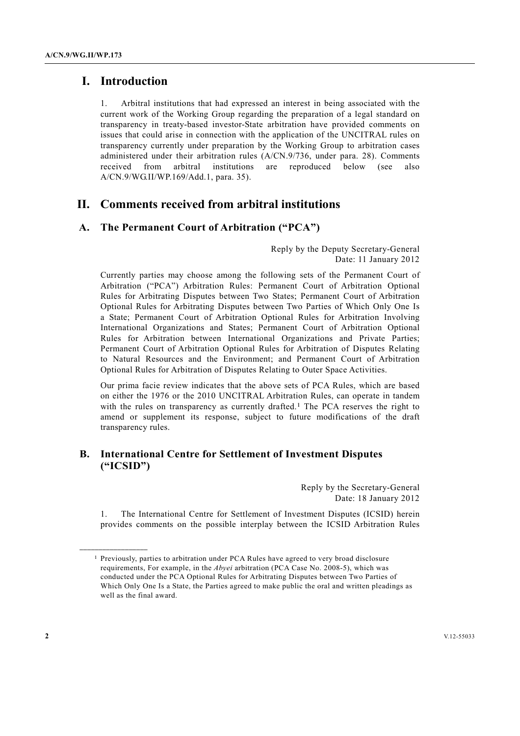# I. Introduction

1. Arbitral institutions that had expressed an interest in being associated with the current work of the Working Group regarding the preparation of a legal standard on transparency in treaty-based investor-State arbitration have provided comments on issues that could arise in connection with the application of the UNCITRAL rules on transparency currently under preparation by the Working Group to arbitration cases administered under their arbitration rules (A/CN.9/736, under para. 28). Comments received from arbitral institutions are reproduced below (see also A/CN.9/WG.II/WP.169/Add.1, para. 35).

# II. Comments received from arbitral institutions

## A. The Permanent Court of Arbitration ("PCA")

Reply by the Deputy Secretary-General
Date: 11 January 2012

Currently parties may choose among the following sets of the Permanent Court of Arbitration ("PCA") Arbitration Rules: Permanent Court of Arbitration Optional Rules for Arbitrating Disputes between Two States; Permanent Court of Arbitration Optional Rules for Arbitrating Disputes between Two Parties of Which Only One Is a State; Permanent Court of Arbitration Optional Rules for Arbitration Involving International Organizations and States; Permanent Court of Arbitration Optional Rules for Arbitration between International Organizations and Private Parties; Permanent Court of Arbitration Optional Rules for Arbitration of Disputes Relating to Natural Resources and the Environment; and Permanent Court of Arbitration Optional Rules for Arbitration of Disputes Relating to Outer Space Activities.

Our prima facie review indicates that the above sets of PCA Rules, which are based on either the 1976 or the 2010 UNCITRAL Arbitration Rules, can operate in tandem with the rules on transparency as currently drafted.[1] The PCA reserves the right to amend or supplement its response, subject to future modifications of the draft transparency rules.

## B. International Centre for Settlement of Investment Disputes ("ICSID")

Reply by the Secretary-General
Date: 18 January 2012

1. The International Centre for Settlement of Investment Disputes (ICSID) herein provides comments on the possible interplay between the ICSID Arbitration Rules

---

[1] Previously, parties to arbitration under PCA Rules have agreed to very broad disclosure requirements, For example, in the *Abyei* arbitration (PCA Case No. 2008-5), which was conducted under the PCA Optional Rules for Arbitrating Disputes between Two Parties of Which Only One Is a State, the Parties agreed to make public the oral and written pleadings as well as the final award.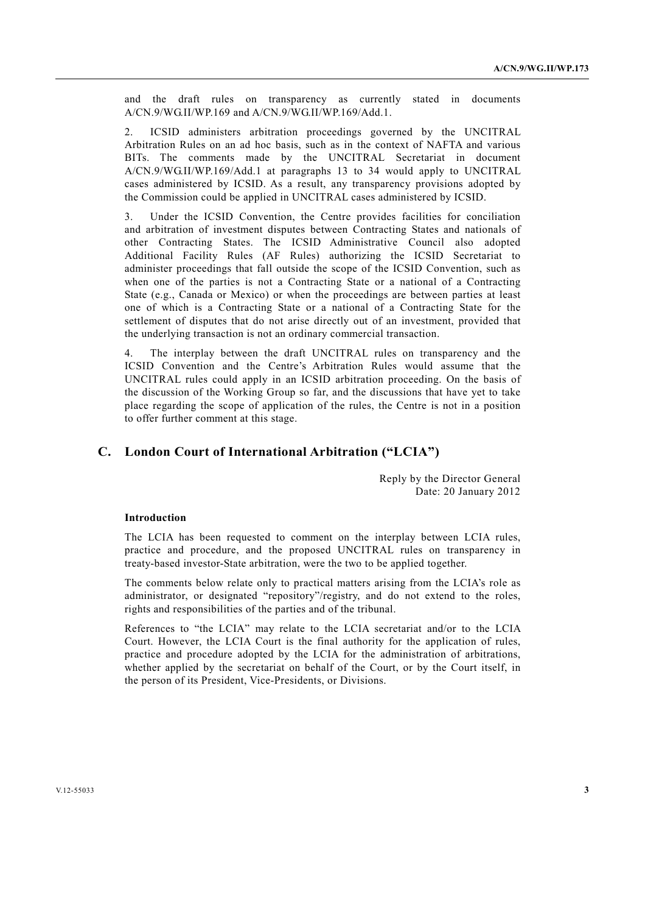and the draft rules on transparency as currently stated in documents A/CN.9/WG.II/WP.169 and A/CN.9/WG.II/WP.169/Add.1.

2. ICSID administers arbitration proceedings governed by the UNCITRAL Arbitration Rules on an ad hoc basis, such as in the context of NAFTA and various BITs. The comments made by the UNCITRAL Secretariat in document A/CN.9/WG.II/WP.169/Add.1 at paragraphs 13 to 34 would apply to UNCITRAL cases administered by ICSID. As a result, any transparency provisions adopted by the Commission could be applied in UNCITRAL cases administered by ICSID.

3. Under the ICSID Convention, the Centre provides facilities for conciliation and arbitration of investment disputes between Contracting States and nationals of other Contracting States. The ICSID Administrative Council also adopted Additional Facility Rules (AF Rules) authorizing the ICSID Secretariat to administer proceedings that fall outside the scope of the ICSID Convention, such as when one of the parties is not a Contracting State or a national of a Contracting State (e.g., Canada or Mexico) or when the proceedings are between parties at least one of which is a Contracting State or a national of a Contracting State for the settlement of disputes that do not arise directly out of an investment, provided that the underlying transaction is not an ordinary commercial transaction.

4. The interplay between the draft UNCITRAL rules on transparency and the ICSID Convention and the Centre's Arbitration Rules would assume that the UNCITRAL rules could apply in an ICSID arbitration proceeding. On the basis of the discussion of the Working Group so far, and the discussions that have yet to take place regarding the scope of application of the rules, the Centre is not in a position to offer further comment at this stage.

## C. London Court of International Arbitration ("LCIA")

Reply by the Director General
Date: 20 January 2012

**Introduction**

The LCIA has been requested to comment on the interplay between LCIA rules, practice and procedure, and the proposed UNCITRAL rules on transparency in treaty-based investor-State arbitration, were the two to be applied together.

The comments below relate only to practical matters arising from the LCIA's role as administrator, or designated "repository"/registry, and do not extend to the roles, rights and responsibilities of the parties and of the tribunal.

References to "the LCIA" may relate to the LCIA secretariat and/or to the LCIA Court. However, the LCIA Court is the final authority for the application of rules, practice and procedure adopted by the LCIA for the administration of arbitrations, whether applied by the secretariat on behalf of the Court, or by the Court itself, in the person of its President, Vice-Presidents, or Divisions.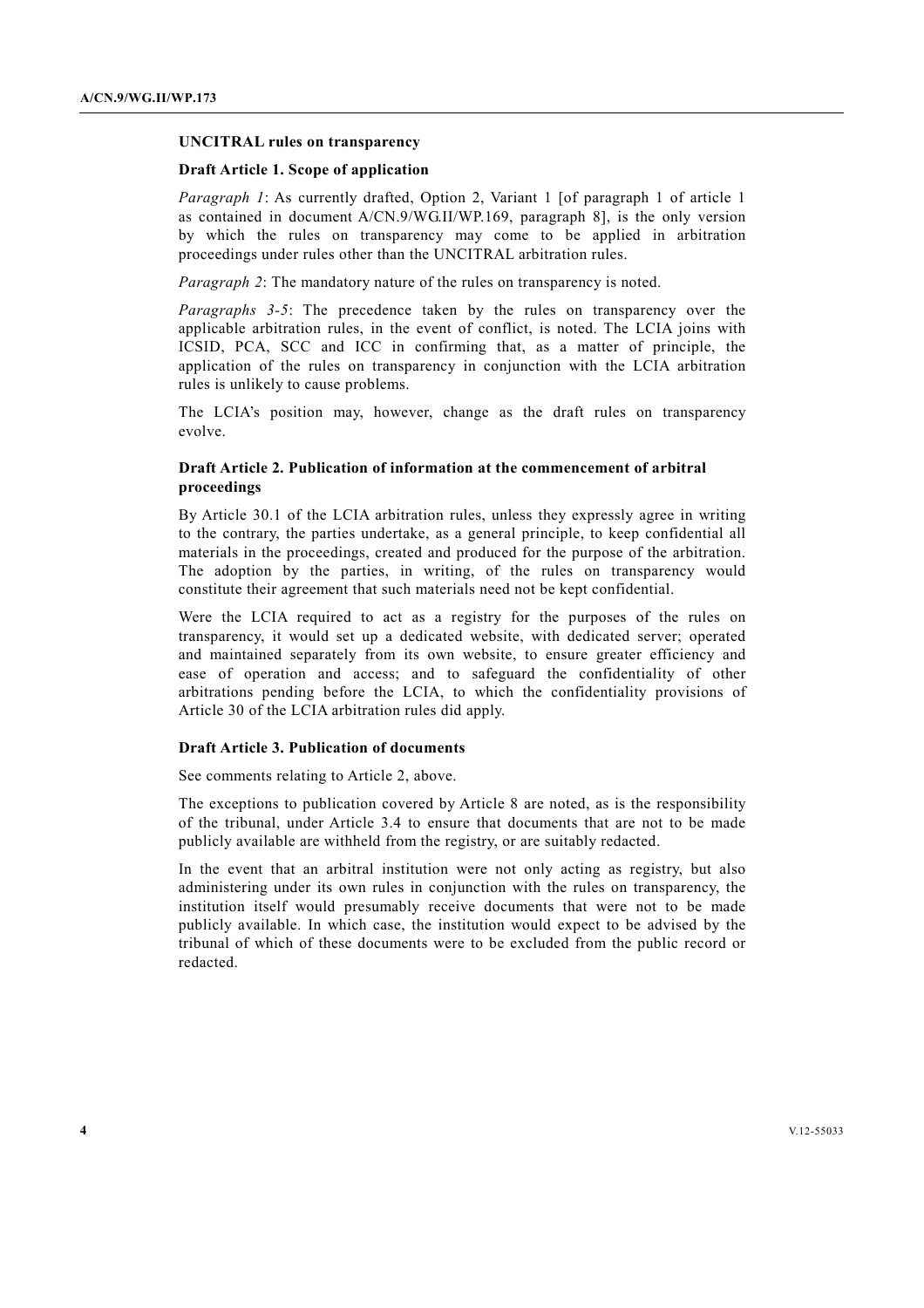**UNCITRAL rules on transparency**

**Draft Article 1. Scope of application**

*Paragraph 1*: As currently drafted, Option 2, Variant 1 [of paragraph 1 of article 1 as contained in document A/CN.9/WG.II/WP.169, paragraph 8], is the only version by which the rules on transparency may come to be applied in arbitration proceedings under rules other than the UNCITRAL arbitration rules.

*Paragraph 2*: The mandatory nature of the rules on transparency is noted.

*Paragraphs 3-5*: The precedence taken by the rules on transparency over the applicable arbitration rules, in the event of conflict, is noted. The LCIA joins with ICSID, PCA, SCC and ICC in confirming that, as a matter of principle, the application of the rules on transparency in conjunction with the LCIA arbitration rules is unlikely to cause problems.

The LCIA's position may, however, change as the draft rules on transparency evolve.

**Draft Article 2. Publication of information at the commencement of arbitral proceedings**

By Article 30.1 of the LCIA arbitration rules, unless they expressly agree in writing to the contrary, the parties undertake, as a general principle, to keep confidential all materials in the proceedings, created and produced for the purpose of the arbitration. The adoption by the parties, in writing, of the rules on transparency would constitute their agreement that such materials need not be kept confidential.

Were the LCIA required to act as a registry for the purposes of the rules on transparency, it would set up a dedicated website, with dedicated server; operated and maintained separately from its own website, to ensure greater efficiency and ease of operation and access; and to safeguard the confidentiality of other arbitrations pending before the LCIA, to which the confidentiality provisions of Article 30 of the LCIA arbitration rules did apply.

**Draft Article 3. Publication of documents**

See comments relating to Article 2, above.

The exceptions to publication covered by Article 8 are noted, as is the responsibility of the tribunal, under Article 3.4 to ensure that documents that are not to be made publicly available are withheld from the registry, or are suitably redacted.

In the event that an arbitral institution were not only acting as registry, but also administering under its own rules in conjunction with the rules on transparency, the institution itself would presumably receive documents that were not to be made publicly available. In which case, the institution would expect to be advised by the tribunal of which of these documents were to be excluded from the public record or redacted.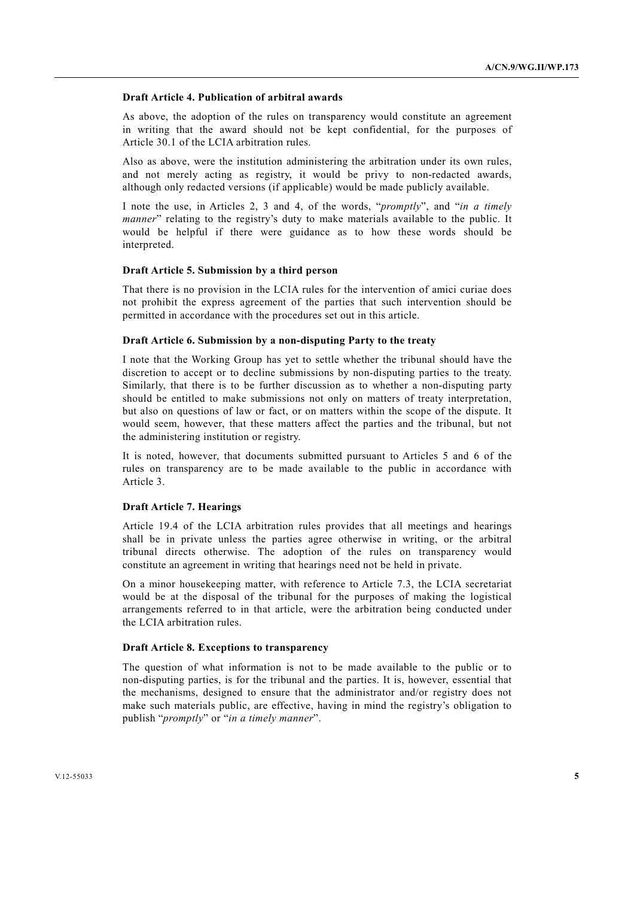#### Draft Article 4. Publication of arbitral awards

As above, the adoption of the rules on transparency would constitute an agreement in writing that the award should not be kept confidential, for the purposes of Article 30.1 of the LCIA arbitration rules.

Also as above, were the institution administering the arbitration under its own rules, and not merely acting as registry, it would be privy to non-redacted awards, although only redacted versions (if applicable) would be made publicly available.

I note the use, in Articles 2, 3 and 4, of the words, "*promptly*", and "*in a timely manner*" relating to the registry's duty to make materials available to the public. It would be helpful if there were guidance as to how these words should be interpreted.

#### Draft Article 5. Submission by a third person

That there is no provision in the LCIA rules for the intervention of amici curiae does not prohibit the express agreement of the parties that such intervention should be permitted in accordance with the procedures set out in this article.

#### Draft Article 6. Submission by a non-disputing Party to the treaty

I note that the Working Group has yet to settle whether the tribunal should have the discretion to accept or to decline submissions by non-disputing parties to the treaty. Similarly, that there is to be further discussion as to whether a non-disputing party should be entitled to make submissions not only on matters of treaty interpretation, but also on questions of law or fact, or on matters within the scope of the dispute. It would seem, however, that these matters affect the parties and the tribunal, but not the administering institution or registry.

It is noted, however, that documents submitted pursuant to Articles 5 and 6 of the rules on transparency are to be made available to the public in accordance with Article 3.

#### Draft Article 7. Hearings

Article 19.4 of the LCIA arbitration rules provides that all meetings and hearings shall be in private unless the parties agree otherwise in writing, or the arbitral tribunal directs otherwise. The adoption of the rules on transparency would constitute an agreement in writing that hearings need not be held in private.

On a minor housekeeping matter, with reference to Article 7.3, the LCIA secretariat would be at the disposal of the tribunal for the purposes of making the logistical arrangements referred to in that article, were the arbitration being conducted under the LCIA arbitration rules.

#### Draft Article 8. Exceptions to transparency

The question of what information is not to be made available to the public or to non-disputing parties, is for the tribunal and the parties. It is, however, essential that the mechanisms, designed to ensure that the administrator and/or registry does not make such materials public, are effective, having in mind the registry's obligation to publish "*promptly*" or "*in a timely manner*".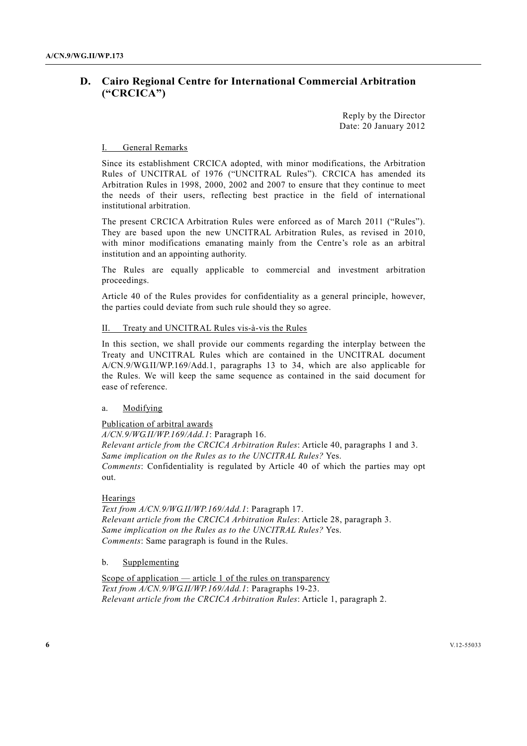## D. Cairo Regional Centre for International Commercial Arbitration ("CRCICA")

Reply by the Director
Date: 20 January 2012

### I. General Remarks

Since its establishment CRCICA adopted, with minor modifications, the Arbitration Rules of UNCITRAL of 1976 ("UNCITRAL Rules"). CRCICA has amended its Arbitration Rules in 1998, 2000, 2002 and 2007 to ensure that they continue to meet the needs of their users, reflecting best practice in the field of international institutional arbitration.

The present CRCICA Arbitration Rules were enforced as of March 2011 ("Rules"). They are based upon the new UNCITRAL Arbitration Rules, as revised in 2010, with minor modifications emanating mainly from the Centre's role as an arbitral institution and an appointing authority.

The Rules are equally applicable to commercial and investment arbitration proceedings.

Article 40 of the Rules provides for confidentiality as a general principle, however, the parties could deviate from such rule should they so agree.

### II. Treaty and UNCITRAL Rules vis-à-vis the Rules

In this section, we shall provide our comments regarding the interplay between the Treaty and UNCITRAL Rules which are contained in the UNCITRAL document A/CN.9/WG.II/WP.169/Add.1, paragraphs 13 to 34, which are also applicable for the Rules. We will keep the same sequence as contained in the said document for ease of reference.

a. Modifying

Publication of arbitral awards

*A/CN.9/WG.II/WP.169/Add.1*: Paragraph 16.
*Relevant article from the CRCICA Arbitration Rules*: Article 40, paragraphs 1 and 3.
*Same implication on the Rules as to the UNCITRAL Rules?* Yes.
*Comments*: Confidentiality is regulated by Article 40 of which the parties may opt out.

Hearings

*Text from A/CN.9/WG.II/WP.169/Add.1*: Paragraph 17.
*Relevant article from the CRCICA Arbitration Rules*: Article 28, paragraph 3.
*Same implication on the Rules as to the UNCITRAL Rules?* Yes.
*Comments*: Same paragraph is found in the Rules.

b. Supplementing

Scope of application — article 1 of the rules on transparency

*Text from A/CN.9/WG.II/WP.169/Add.1*: Paragraphs 19-23.
*Relevant article from the CRCICA Arbitration Rules*: Article 1, paragraph 2.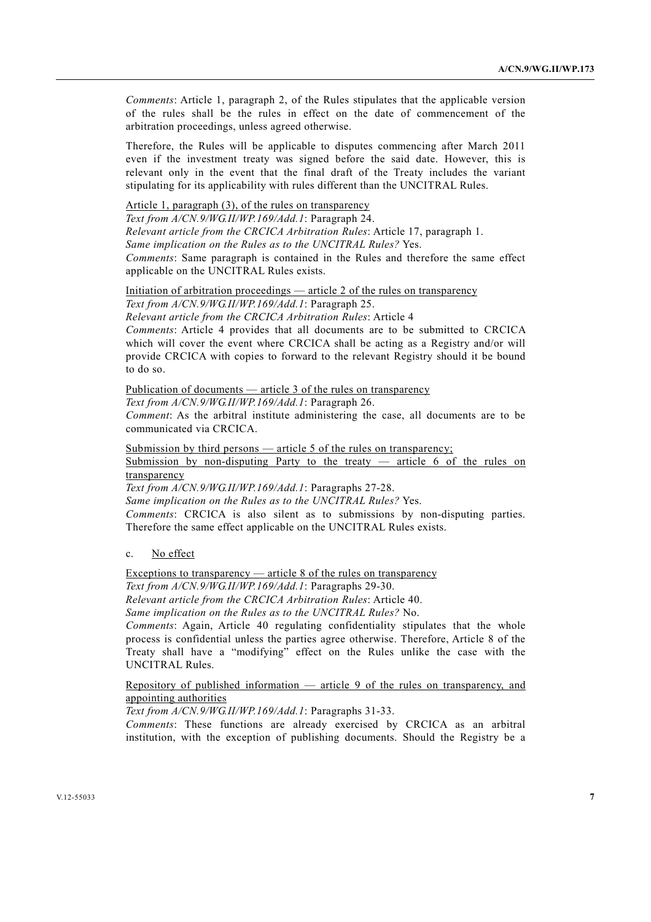*Comments*: Article 1, paragraph 2, of the Rules stipulates that the applicable version of the rules shall be the rules in effect on the date of commencement of the arbitration proceedings, unless agreed otherwise.

Therefore, the Rules will be applicable to disputes commencing after March 2011 even if the investment treaty was signed before the said date. However, this is relevant only in the event that the final draft of the Treaty includes the variant stipulating for its applicability with rules different than the UNCITRAL Rules.

<u>Article 1, paragraph (3), of the rules on transparency</u>
*Text from A/CN.9/WG.II/WP.169/Add.1*: Paragraph 24.
*Relevant article from the CRCICA Arbitration Rules*: Article 17, paragraph 1.
*Same implication on the Rules as to the UNCITRAL Rules?* Yes.
*Comments*: Same paragraph is contained in the Rules and therefore the same effect applicable on the UNCITRAL Rules exists.

<u>Initiation of arbitration proceedings — article 2 of the rules on transparency</u>
*Text from A/CN.9/WG.II/WP.169/Add.1*: Paragraph 25.
*Relevant article from the CRCICA Arbitration Rules*: Article 4
*Comments*: Article 4 provides that all documents are to be submitted to CRCICA which will cover the event where CRCICA shall be acting as a Registry and/or will provide CRCICA with copies to forward to the relevant Registry should it be bound to do so.

<u>Publication of documents — article 3 of the rules on transparency</u>
*Text from A/CN.9/WG.II/WP.169/Add.1*: Paragraph 26.
*Comment*: As the arbitral institute administering the case, all documents are to be communicated via CRCICA.

<u>Submission by third persons — article 5 of the rules on transparency;</u>
<u>Submission by non-disputing Party to the treaty — article 6 of the rules on transparency</u>
*Text from A/CN.9/WG.II/WP.169/Add.1*: Paragraphs 27-28.
*Same implication on the Rules as to the UNCITRAL Rules?* Yes.
*Comments*: CRCICA is also silent as to submissions by non-disputing parties. Therefore the same effect applicable on the UNCITRAL Rules exists.

c. <u>No effect</u>

<u>Exceptions to transparency — article 8 of the rules on transparency</u>
*Text from A/CN.9/WG.II/WP.169/Add.1*: Paragraphs 29-30.
*Relevant article from the CRCICA Arbitration Rules*: Article 40.
*Same implication on the Rules as to the UNCITRAL Rules?* No.
*Comments*: Again, Article 40 regulating confidentiality stipulates that the whole process is confidential unless the parties agree otherwise. Therefore, Article 8 of the Treaty shall have a "modifying" effect on the Rules unlike the case with the UNCITRAL Rules.

<u>Repository of published information — article 9 of the rules on transparency, and appointing authorities</u>
*Text from A/CN.9/WG.II/WP.169/Add.1*: Paragraphs 31-33.
*Comments*: These functions are already exercised by CRCICA as an arbitral institution, with the exception of publishing documents. Should the Registry be a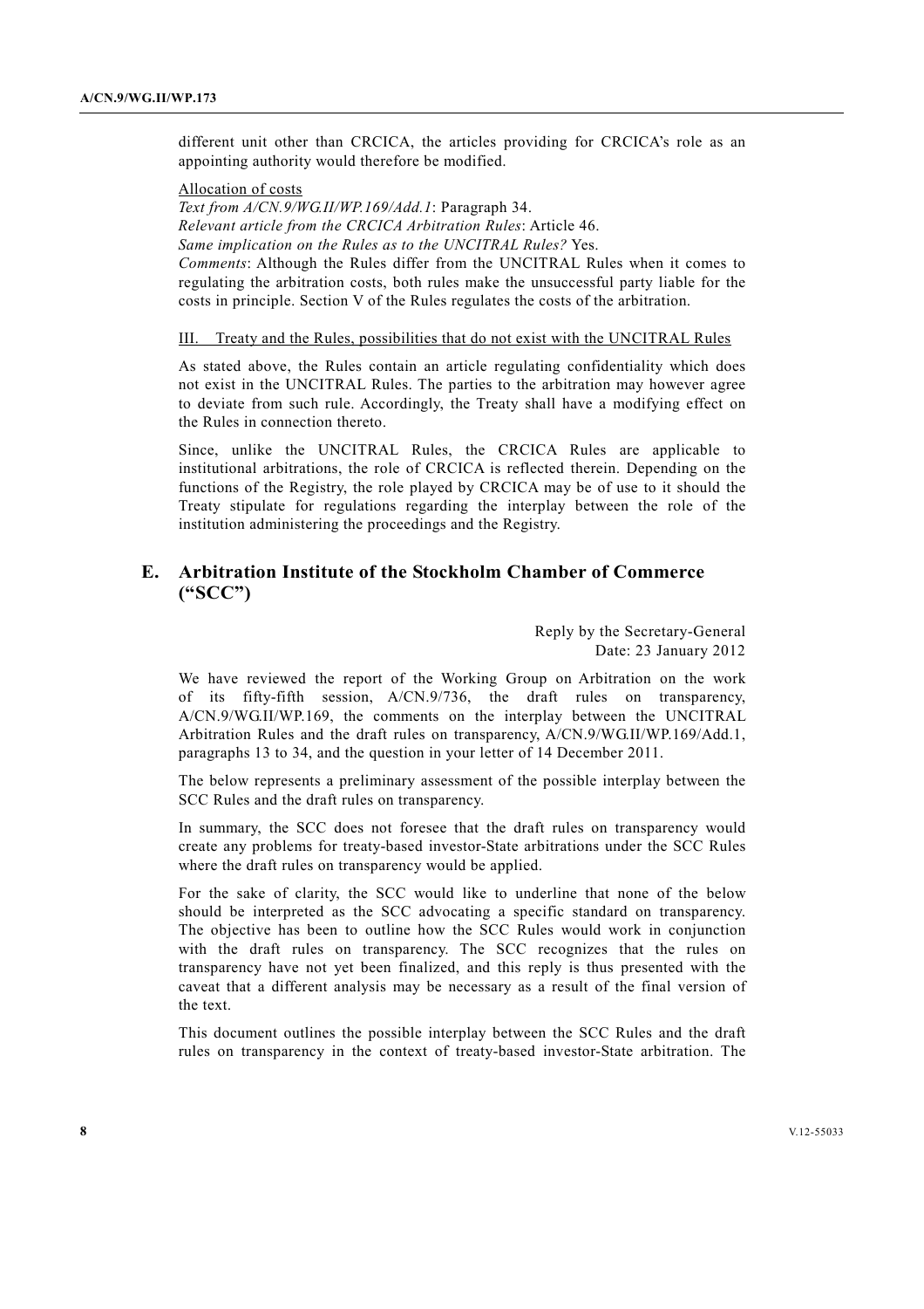different unit other than CRCICA, the articles providing for CRCICA's role as an appointing authority would therefore be modified.

Allocation of costs

*Text from A/CN.9/WG.II/WP.169/Add.1*: Paragraph 34.

*Relevant article from the CRCICA Arbitration Rules*: Article 46.

*Same implication on the Rules as to the UNCITRAL Rules?* Yes.

*Comments*: Although the Rules differ from the UNCITRAL Rules when it comes to regulating the arbitration costs, both rules make the unsuccessful party liable for the costs in principle. Section V of the Rules regulates the costs of the arbitration.

III. Treaty and the Rules, possibilities that do not exist with the UNCITRAL Rules

As stated above, the Rules contain an article regulating confidentiality which does not exist in the UNCITRAL Rules. The parties to the arbitration may however agree to deviate from such rule. Accordingly, the Treaty shall have a modifying effect on the Rules in connection thereto.

Since, unlike the UNCITRAL Rules, the CRCICA Rules are applicable to institutional arbitrations, the role of CRCICA is reflected therein. Depending on the functions of the Registry, the role played by CRCICA may be of use to it should the Treaty stipulate for regulations regarding the interplay between the role of the institution administering the proceedings and the Registry.

## E. Arbitration Institute of the Stockholm Chamber of Commerce ("SCC")

Reply by the Secretary-General
Date: 23 January 2012

We have reviewed the report of the Working Group on Arbitration on the work of its fifty-fifth session, A/CN.9/736, the draft rules on transparency, A/CN.9/WG.II/WP.169, the comments on the interplay between the UNCITRAL Arbitration Rules and the draft rules on transparency, A/CN.9/WG.II/WP.169/Add.1, paragraphs 13 to 34, and the question in your letter of 14 December 2011.

The below represents a preliminary assessment of the possible interplay between the SCC Rules and the draft rules on transparency.

In summary, the SCC does not foresee that the draft rules on transparency would create any problems for treaty-based investor-State arbitrations under the SCC Rules where the draft rules on transparency would be applied.

For the sake of clarity, the SCC would like to underline that none of the below should be interpreted as the SCC advocating a specific standard on transparency. The objective has been to outline how the SCC Rules would work in conjunction with the draft rules on transparency. The SCC recognizes that the rules on transparency have not yet been finalized, and this reply is thus presented with the caveat that a different analysis may be necessary as a result of the final version of the text.

This document outlines the possible interplay between the SCC Rules and the draft rules on transparency in the context of treaty-based investor-State arbitration. The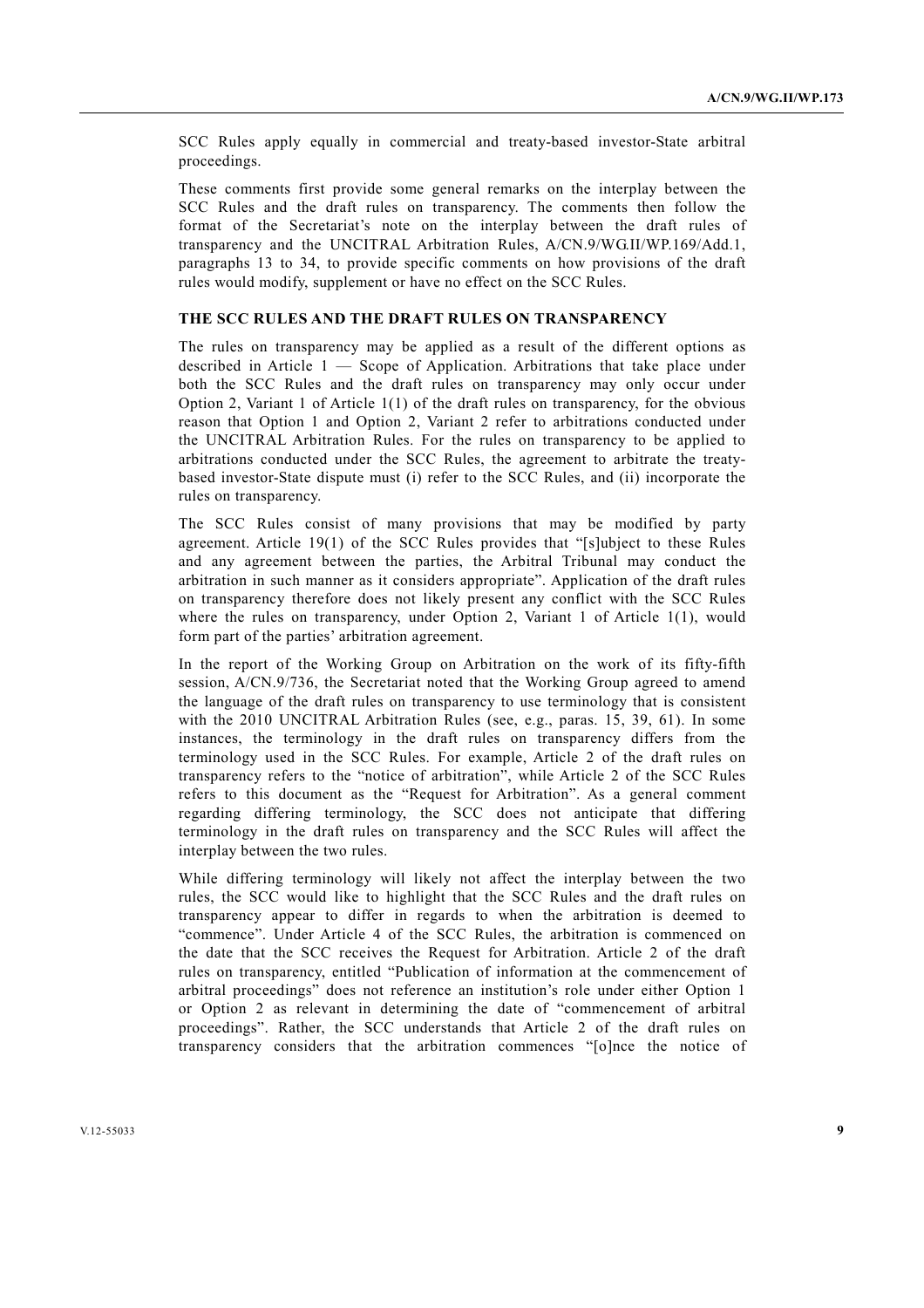SCC Rules apply equally in commercial and treaty-based investor-State arbitral proceedings.

These comments first provide some general remarks on the interplay between the SCC Rules and the draft rules on transparency. The comments then follow the format of the Secretariat's note on the interplay between the draft rules of transparency and the UNCITRAL Arbitration Rules, A/CN.9/WG.II/WP.169/Add.1, paragraphs 13 to 34, to provide specific comments on how provisions of the draft rules would modify, supplement or have no effect on the SCC Rules.

**THE SCC RULES AND THE DRAFT RULES ON TRANSPARENCY**

The rules on transparency may be applied as a result of the different options as described in Article 1 — Scope of Application. Arbitrations that take place under both the SCC Rules and the draft rules on transparency may only occur under Option 2, Variant 1 of Article 1(1) of the draft rules on transparency, for the obvious reason that Option 1 and Option 2, Variant 2 refer to arbitrations conducted under the UNCITRAL Arbitration Rules. For the rules on transparency to be applied to arbitrations conducted under the SCC Rules, the agreement to arbitrate the treaty-based investor-State dispute must (i) refer to the SCC Rules, and (ii) incorporate the rules on transparency.

The SCC Rules consist of many provisions that may be modified by party agreement. Article 19(1) of the SCC Rules provides that "[s]ubject to these Rules and any agreement between the parties, the Arbitral Tribunal may conduct the arbitration in such manner as it considers appropriate". Application of the draft rules on transparency therefore does not likely present any conflict with the SCC Rules where the rules on transparency, under Option 2, Variant 1 of Article 1(1), would form part of the parties' arbitration agreement.

In the report of the Working Group on Arbitration on the work of its fifty-fifth session, A/CN.9/736, the Secretariat noted that the Working Group agreed to amend the language of the draft rules on transparency to use terminology that is consistent with the 2010 UNCITRAL Arbitration Rules (see, e.g., paras. 15, 39, 61). In some instances, the terminology in the draft rules on transparency differs from the terminology used in the SCC Rules. For example, Article 2 of the draft rules on transparency refers to the "notice of arbitration", while Article 2 of the SCC Rules refers to this document as the "Request for Arbitration". As a general comment regarding differing terminology, the SCC does not anticipate that differing terminology in the draft rules on transparency and the SCC Rules will affect the interplay between the two rules.

While differing terminology will likely not affect the interplay between the two rules, the SCC would like to highlight that the SCC Rules and the draft rules on transparency appear to differ in regards to when the arbitration is deemed to "commence". Under Article 4 of the SCC Rules, the arbitration is commenced on the date that the SCC receives the Request for Arbitration. Article 2 of the draft rules on transparency, entitled "Publication of information at the commencement of arbitral proceedings" does not reference an institution's role under either Option 1 or Option 2 as relevant in determining the date of "commencement of arbitral proceedings". Rather, the SCC understands that Article 2 of the draft rules on transparency considers that the arbitration commences "[o]nce the notice of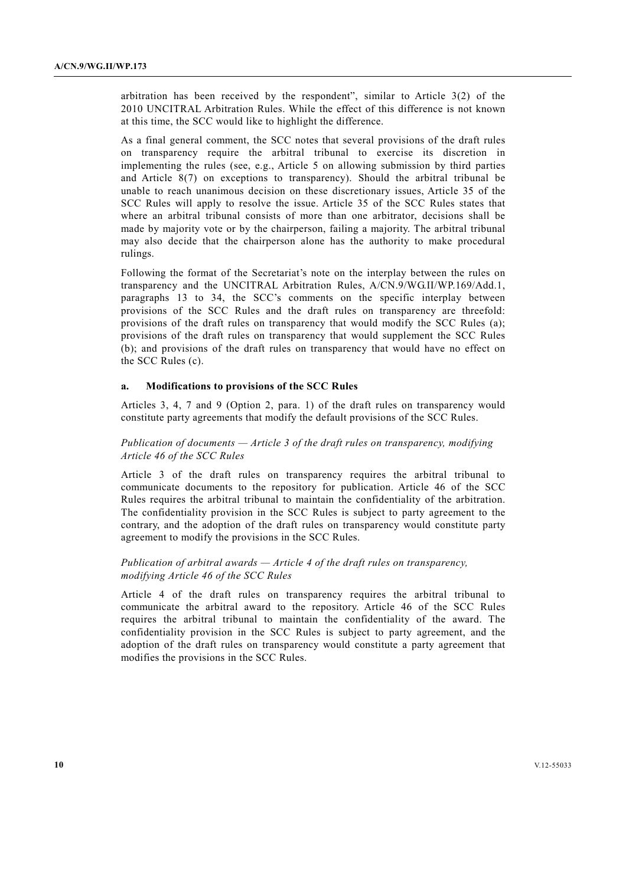arbitration has been received by the respondent", similar to Article 3(2) of the 2010 UNCITRAL Arbitration Rules. While the effect of this difference is not known at this time, the SCC would like to highlight the difference.

As a final general comment, the SCC notes that several provisions of the draft rules on transparency require the arbitral tribunal to exercise its discretion in implementing the rules (see, e.g., Article 5 on allowing submission by third parties and Article 8(7) on exceptions to transparency). Should the arbitral tribunal be unable to reach unanimous decision on these discretionary issues, Article 35 of the SCC Rules will apply to resolve the issue. Article 35 of the SCC Rules states that where an arbitral tribunal consists of more than one arbitrator, decisions shall be made by majority vote or by the chairperson, failing a majority. The arbitral tribunal may also decide that the chairperson alone has the authority to make procedural rulings.

Following the format of the Secretariat's note on the interplay between the rules on transparency and the UNCITRAL Arbitration Rules, A/CN.9/WG.II/WP.169/Add.1, paragraphs 13 to 34, the SCC's comments on the specific interplay between provisions of the SCC Rules and the draft rules on transparency are threefold: provisions of the draft rules on transparency that would modify the SCC Rules (a); provisions of the draft rules on transparency that would supplement the SCC Rules (b); and provisions of the draft rules on transparency that would have no effect on the SCC Rules (c).

### a. Modifications to provisions of the SCC Rules

Articles 3, 4, 7 and 9 (Option 2, para. 1) of the draft rules on transparency would constitute party agreements that modify the default provisions of the SCC Rules.

*Publication of documents — Article 3 of the draft rules on transparency, modifying Article 46 of the SCC Rules*

Article 3 of the draft rules on transparency requires the arbitral tribunal to communicate documents to the repository for publication. Article 46 of the SCC Rules requires the arbitral tribunal to maintain the confidentiality of the arbitration. The confidentiality provision in the SCC Rules is subject to party agreement to the contrary, and the adoption of the draft rules on transparency would constitute party agreement to modify the provisions in the SCC Rules.

*Publication of arbitral awards — Article 4 of the draft rules on transparency, modifying Article 46 of the SCC Rules*

Article 4 of the draft rules on transparency requires the arbitral tribunal to communicate the arbitral award to the repository. Article 46 of the SCC Rules requires the arbitral tribunal to maintain the confidentiality of the award. The confidentiality provision in the SCC Rules is subject to party agreement, and the adoption of the draft rules on transparency would constitute a party agreement that modifies the provisions in the SCC Rules.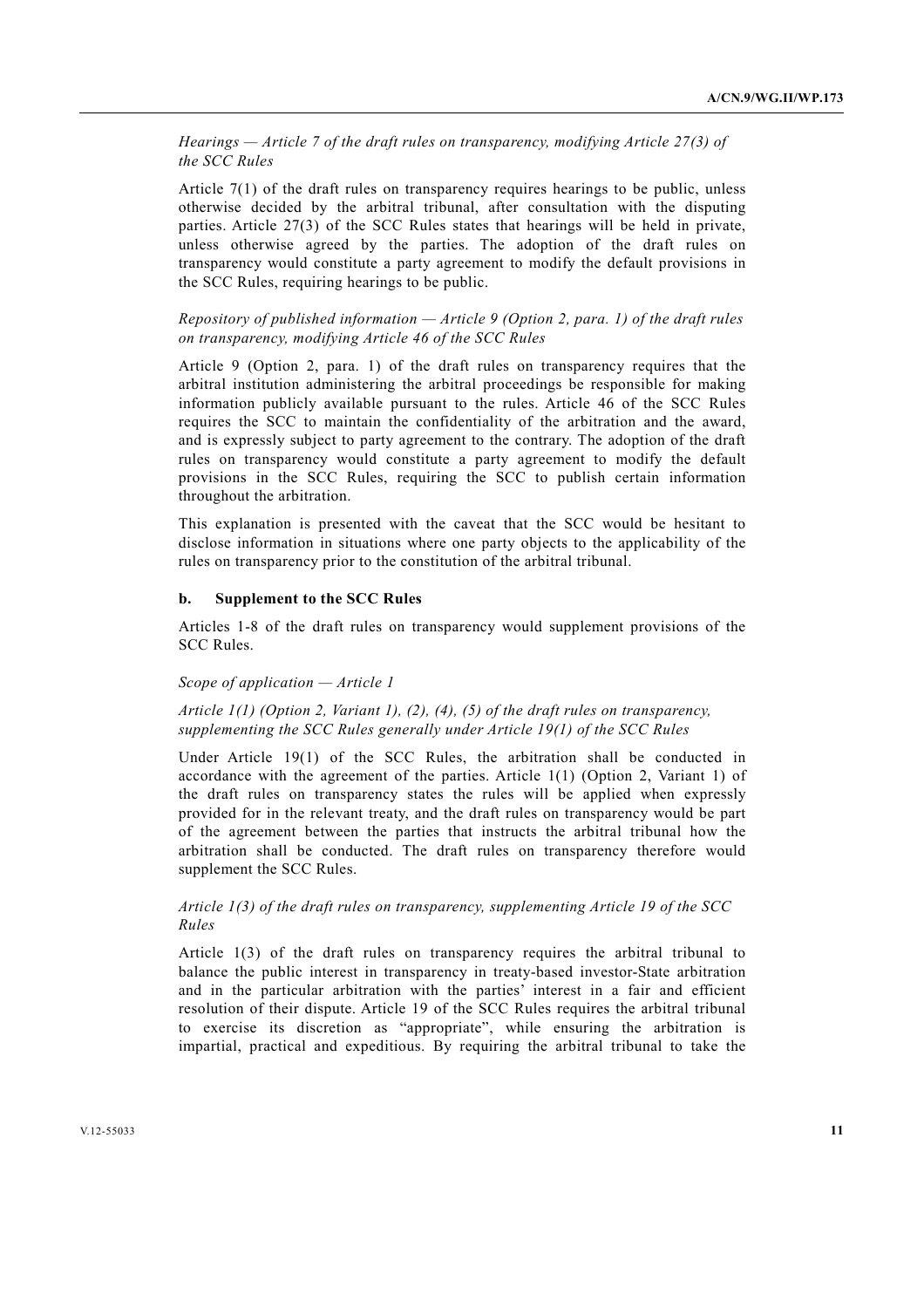*Hearings — Article 7 of the draft rules on transparency, modifying Article 27(3) of the SCC Rules*

Article 7(1) of the draft rules on transparency requires hearings to be public, unless otherwise decided by the arbitral tribunal, after consultation with the disputing parties. Article 27(3) of the SCC Rules states that hearings will be held in private, unless otherwise agreed by the parties. The adoption of the draft rules on transparency would constitute a party agreement to modify the default provisions in the SCC Rules, requiring hearings to be public.

*Repository of published information — Article 9 (Option 2, para. 1) of the draft rules on transparency, modifying Article 46 of the SCC Rules*

Article 9 (Option 2, para. 1) of the draft rules on transparency requires that the arbitral institution administering the arbitral proceedings be responsible for making information publicly available pursuant to the rules. Article 46 of the SCC Rules requires the SCC to maintain the confidentiality of the arbitration and the award, and is expressly subject to party agreement to the contrary. The adoption of the draft rules on transparency would constitute a party agreement to modify the default provisions in the SCC Rules, requiring the SCC to publish certain information throughout the arbitration.

This explanation is presented with the caveat that the SCC would be hesitant to disclose information in situations where one party objects to the applicability of the rules on transparency prior to the constitution of the arbitral tribunal.

**b. Supplement to the SCC Rules**

Articles 1-8 of the draft rules on transparency would supplement provisions of the SCC Rules.

*Scope of application — Article 1*

*Article 1(1) (Option 2, Variant 1), (2), (4), (5) of the draft rules on transparency, supplementing the SCC Rules generally under Article 19(1) of the SCC Rules*

Under Article 19(1) of the SCC Rules, the arbitration shall be conducted in accordance with the agreement of the parties. Article 1(1) (Option 2, Variant 1) of the draft rules on transparency states the rules will be applied when expressly provided for in the relevant treaty, and the draft rules on transparency would be part of the agreement between the parties that instructs the arbitral tribunal how the arbitration shall be conducted. The draft rules on transparency therefore would supplement the SCC Rules.

*Article 1(3) of the draft rules on transparency, supplementing Article 19 of the SCC Rules*

Article 1(3) of the draft rules on transparency requires the arbitral tribunal to balance the public interest in transparency in treaty-based investor-State arbitration and in the particular arbitration with the parties' interest in a fair and efficient resolution of their dispute. Article 19 of the SCC Rules requires the arbitral tribunal to exercise its discretion as "appropriate", while ensuring the arbitration is impartial, practical and expeditious. By requiring the arbitral tribunal to take the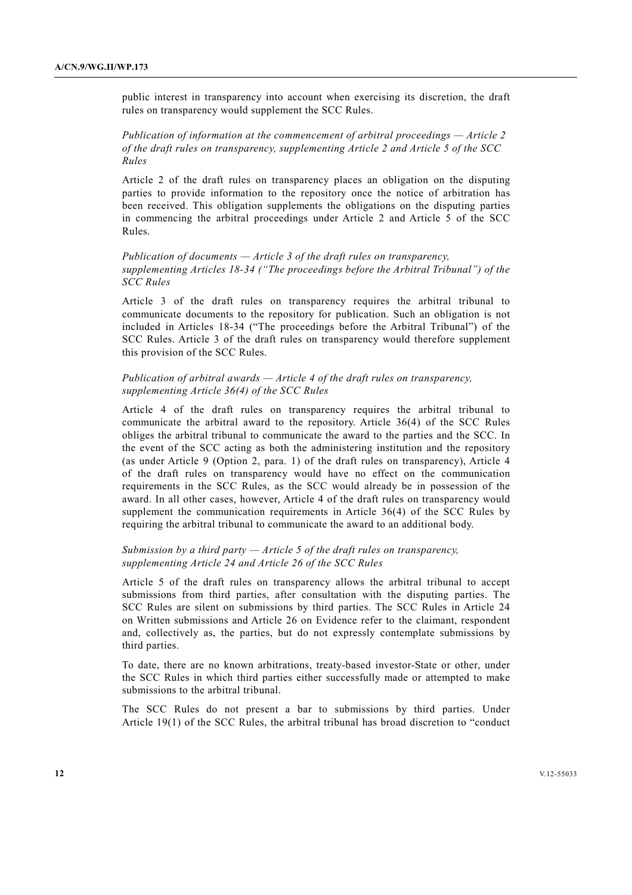public interest in transparency into account when exercising its discretion, the draft rules on transparency would supplement the SCC Rules.

*Publication of information at the commencement of arbitral proceedings — Article 2 of the draft rules on transparency, supplementing Article 2 and Article 5 of the SCC Rules*

Article 2 of the draft rules on transparency places an obligation on the disputing parties to provide information to the repository once the notice of arbitration has been received. This obligation supplements the obligations on the disputing parties in commencing the arbitral proceedings under Article 2 and Article 5 of the SCC Rules.

*Publication of documents — Article 3 of the draft rules on transparency, supplementing Articles 18-34 ("The proceedings before the Arbitral Tribunal") of the SCC Rules*

Article 3 of the draft rules on transparency requires the arbitral tribunal to communicate documents to the repository for publication. Such an obligation is not included in Articles 18-34 ("The proceedings before the Arbitral Tribunal") of the SCC Rules. Article 3 of the draft rules on transparency would therefore supplement this provision of the SCC Rules.

*Publication of arbitral awards — Article 4 of the draft rules on transparency, supplementing Article 36(4) of the SCC Rules*

Article 4 of the draft rules on transparency requires the arbitral tribunal to communicate the arbitral award to the repository. Article 36(4) of the SCC Rules obliges the arbitral tribunal to communicate the award to the parties and the SCC. In the event of the SCC acting as both the administering institution and the repository (as under Article 9 (Option 2, para. 1) of the draft rules on transparency), Article 4 of the draft rules on transparency would have no effect on the communication requirements in the SCC Rules, as the SCC would already be in possession of the award. In all other cases, however, Article 4 of the draft rules on transparency would supplement the communication requirements in Article 36(4) of the SCC Rules by requiring the arbitral tribunal to communicate the award to an additional body.

*Submission by a third party — Article 5 of the draft rules on transparency, supplementing Article 24 and Article 26 of the SCC Rules*

Article 5 of the draft rules on transparency allows the arbitral tribunal to accept submissions from third parties, after consultation with the disputing parties. The SCC Rules are silent on submissions by third parties. The SCC Rules in Article 24 on Written submissions and Article 26 on Evidence refer to the claimant, respondent and, collectively as, the parties, but do not expressly contemplate submissions by third parties.

To date, there are no known arbitrations, treaty-based investor-State or other, under the SCC Rules in which third parties either successfully made or attempted to make submissions to the arbitral tribunal.

The SCC Rules do not present a bar to submissions by third parties. Under Article 19(1) of the SCC Rules, the arbitral tribunal has broad discretion to "conduct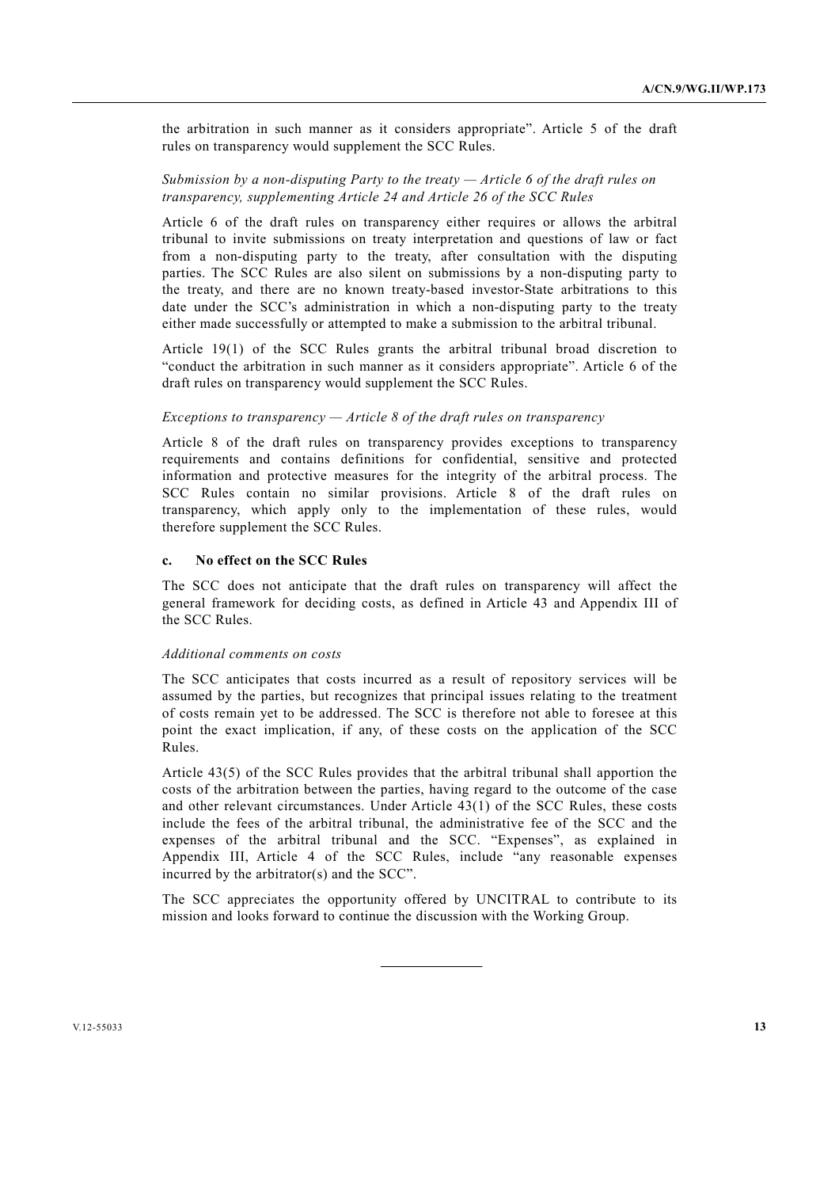the arbitration in such manner as it considers appropriate". Article 5 of the draft rules on transparency would supplement the SCC Rules.

*Submission by a non-disputing Party to the treaty — Article 6 of the draft rules on transparency, supplementing Article 24 and Article 26 of the SCC Rules*

Article 6 of the draft rules on transparency either requires or allows the arbitral tribunal to invite submissions on treaty interpretation and questions of law or fact from a non-disputing party to the treaty, after consultation with the disputing parties. The SCC Rules are also silent on submissions by a non-disputing party to the treaty, and there are no known treaty-based investor-State arbitrations to this date under the SCC's administration in which a non-disputing party to the treaty either made successfully or attempted to make a submission to the arbitral tribunal.

Article 19(1) of the SCC Rules grants the arbitral tribunal broad discretion to "conduct the arbitration in such manner as it considers appropriate". Article 6 of the draft rules on transparency would supplement the SCC Rules.

*Exceptions to transparency — Article 8 of the draft rules on transparency*

Article 8 of the draft rules on transparency provides exceptions to transparency requirements and contains definitions for confidential, sensitive and protected information and protective measures for the integrity of the arbitral process. The SCC Rules contain no similar provisions. Article 8 of the draft rules on transparency, which apply only to the implementation of these rules, would therefore supplement the SCC Rules.

#### c. No effect on the SCC Rules

The SCC does not anticipate that the draft rules on transparency will affect the general framework for deciding costs, as defined in Article 43 and Appendix III of the SCC Rules.

*Additional comments on costs*

The SCC anticipates that costs incurred as a result of repository services will be assumed by the parties, but recognizes that principal issues relating to the treatment of costs remain yet to be addressed. The SCC is therefore not able to foresee at this point the exact implication, if any, of these costs on the application of the SCC Rules.

Article 43(5) of the SCC Rules provides that the arbitral tribunal shall apportion the costs of the arbitration between the parties, having regard to the outcome of the case and other relevant circumstances. Under Article 43(1) of the SCC Rules, these costs include the fees of the arbitral tribunal, the administrative fee of the SCC and the expenses of the arbitral tribunal and the SCC. "Expenses", as explained in Appendix III, Article 4 of the SCC Rules, include "any reasonable expenses incurred by the arbitrator(s) and the SCC".

The SCC appreciates the opportunity offered by UNCITRAL to contribute to its mission and looks forward to continue the discussion with the Working Group.